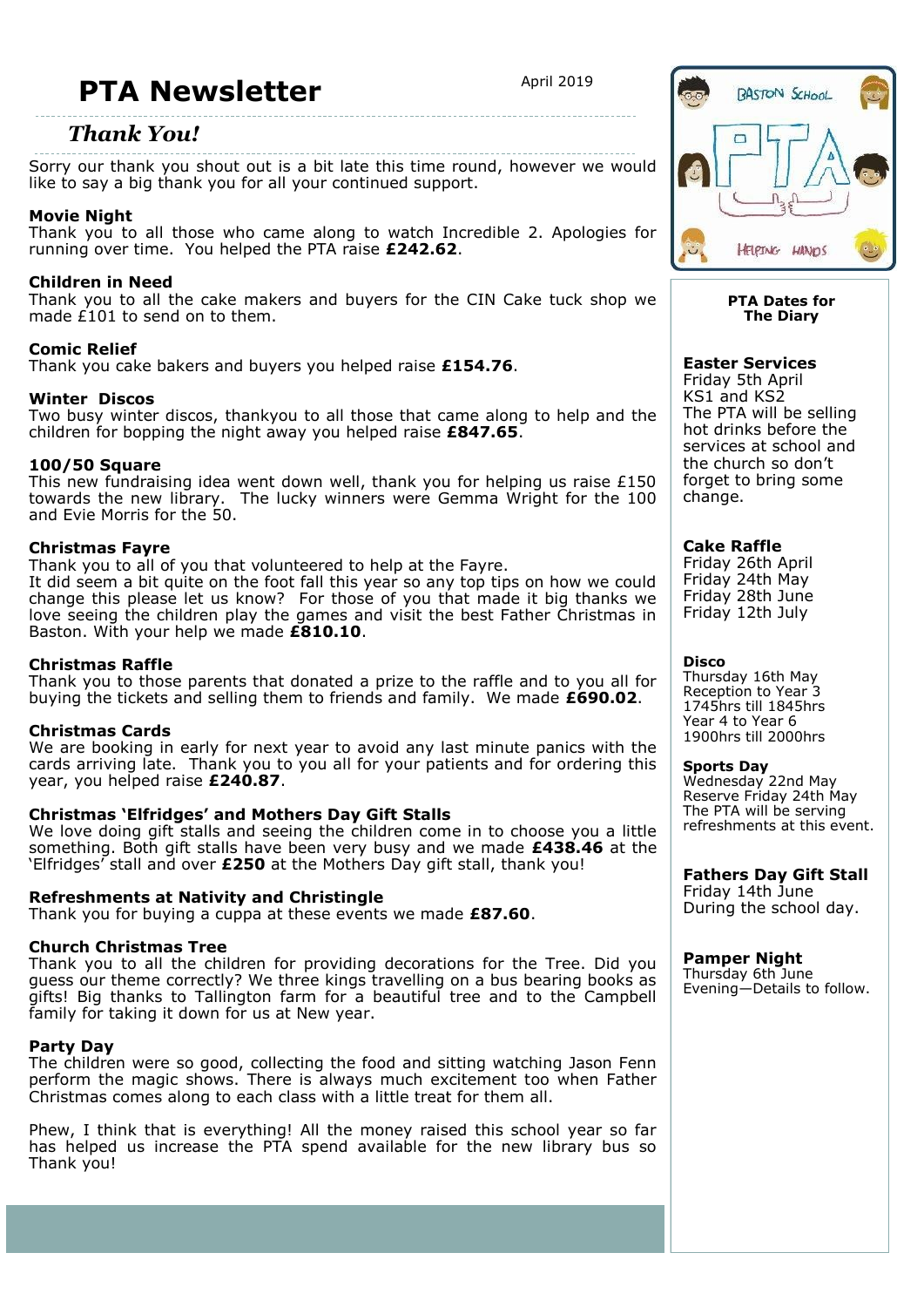# PTA Newsletter

April 2019

## *Thank You!*

Sorry our thank you shout out is a bit late this time round, however we would like to say a big thank you for all your continued support.

**Movie Night**
Thank you to all those who came along to watch Incredible 2. Apologies for running over time. You helped the PTA raise **£242.62**.

**Children in Need**
Thank you to all the cake makers and buyers for the CIN Cake tuck shop we made £101 to send on to them.

**Comic Relief**
Thank you cake bakers and buyers you helped raise **£154.76**.

**Winter Discos**
Two busy winter discos, thankyou to all those that came along to help and the children for bopping the night away you helped raise **£847.65**.

**100/50 Square**
This new fundraising idea went down well, thank you for helping us raise £150 towards the new library. The lucky winners were Gemma Wright for the 100 and Evie Morris for the 50.

**Christmas Fayre**
Thank you to all of you that volunteered to help at the Fayre.
It did seem a bit quite on the foot fall this year so any top tips on how we could change this please let us know? For those of you that made it big thanks we love seeing the children play the games and visit the best Father Christmas in Baston. With your help we made **£810.10**.

**Christmas Raffle**
Thank you to those parents that donated a prize to the raffle and to you all for buying the tickets and selling them to friends and family. We made **£690.02**.

**Christmas Cards**
We are booking in early for next year to avoid any last minute panics with the cards arriving late. Thank you to you all for your patients and for ordering this year, you helped raise **£240.87**.

**Christmas 'Elfridges' and Mothers Day Gift Stalls**
We love doing gift stalls and seeing the children come in to choose you a little something. Both gift stalls have been very busy and we made **£438.46** at the 'Elfridges' stall and over **£250** at the Mothers Day gift stall, thank you!

**Refreshments at Nativity and Christingle**
Thank you for buying a cuppa at these events we made **£87.60**.

**Church Christmas Tree**
Thank you to all the children for providing decorations for the Tree. Did you guess our theme correctly? We three kings travelling on a bus bearing books as gifts! Big thanks to Tallington farm for a beautiful tree and to the Campbell family for taking it down for us at New year.

**Party Day**
The children were so good, collecting the food and sitting watching Jason Fenn perform the magic shows. There is always much excitement too when Father Christmas comes along to each class with a little treat for them all.

Phew, I think that is everything! All the money raised this school year so far has helped us increase the PTA spend available for the new library bus so Thank you!

BASTON SCHOOL PTA HELPING HANDS

**PTA Dates for The Diary**

**Easter Services**
Friday 5th April
KS1 and KS2
The PTA will be selling hot drinks before the services at school and the church so don't forget to bring some change.

**Cake Raffle**
Friday 26th April
Friday 24th May
Friday 28th June
Friday 12th July

**Disco**
Thursday 16th May
Reception to Year 3
1745hrs till 1845hrs
Year 4 to Year 6
1900hrs till 2000hrs

**Sports Day**
Wednesday 22nd May
Reserve Friday 24th May
The PTA will be serving refreshments at this event.

**Fathers Day Gift Stall**
Friday 14th June
During the school day.

**Pamper Night**
Thursday 6th June
Evening—Details to follow.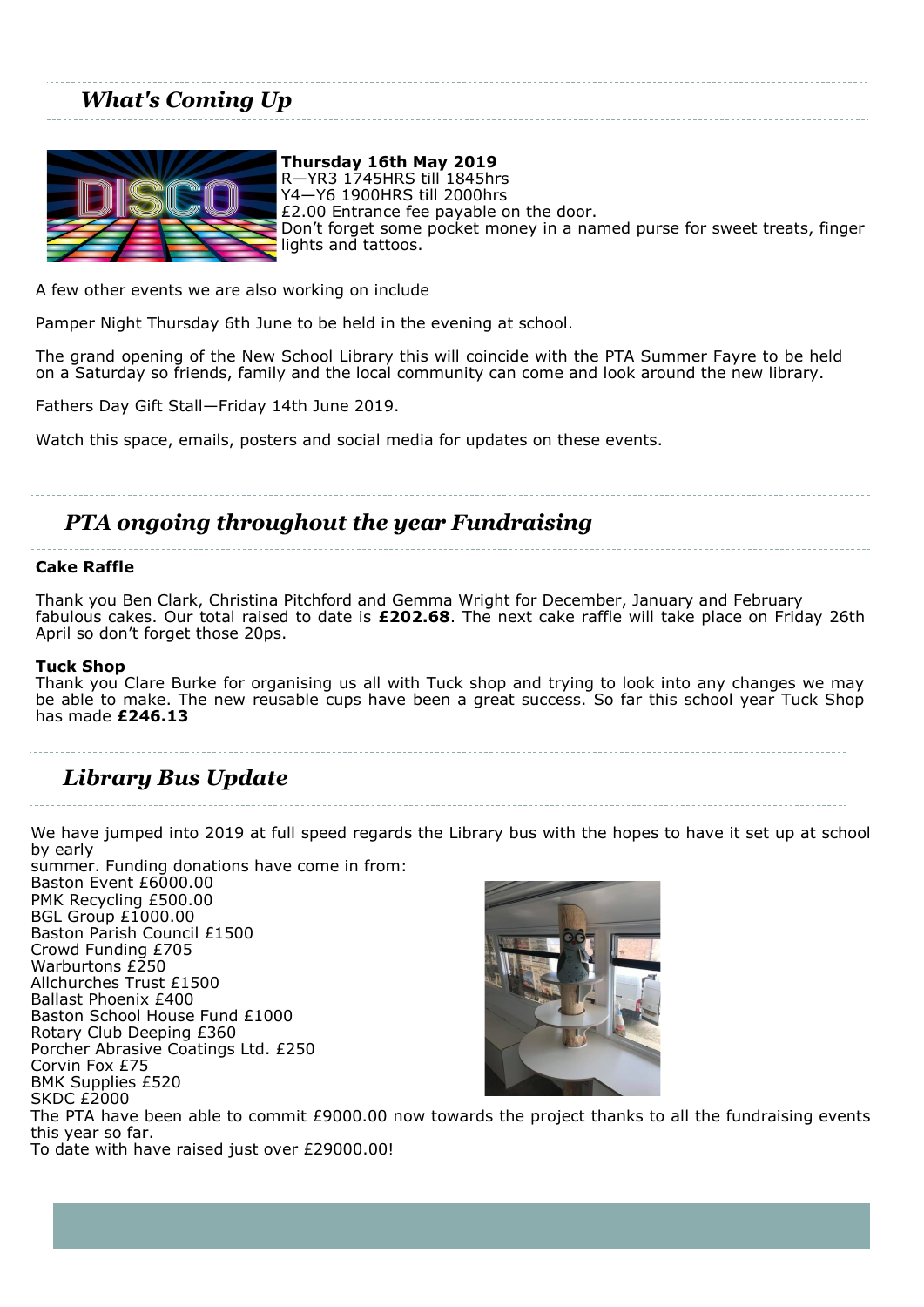## *What's Coming Up*

**Thursday 16th May 2019**
R—YR3 1745HRS till 1845hrs
Y4—Y6 1900HRS till 2000hrs
£2.00 Entrance fee payable on the door.
Don't forget some pocket money in a named purse for sweet treats, finger lights and tattoos.

A few other events we are also working on include

Pamper Night Thursday 6th June to be held in the evening at school.

The grand opening of the New School Library this will coincide with the PTA Summer Fayre to be held on a Saturday so friends, family and the local community can come and look around the new library.

Fathers Day Gift Stall—Friday 14th June 2019.

Watch this space, emails, posters and social media for updates on these events.

## *PTA ongoing throughout the year Fundraising*

**Cake Raffle**

Thank you Ben Clark, Christina Pitchford and Gemma Wright for December, January and February fabulous cakes. Our total raised to date is **£202.68**. The next cake raffle will take place on Friday 26th April so don't forget those 20ps.

**Tuck Shop**
Thank you Clare Burke for organising us all with Tuck shop and trying to look into any changes we may be able to make. The new reusable cups have been a great success. So far this school year Tuck Shop has made **£246.13**

## *Library Bus Update*

We have jumped into 2019 at full speed regards the Library bus with the hopes to have it set up at school by early
summer. Funding donations have come in from:
Baston Event £6000.00
PMK Recycling £500.00
BGL Group £1000.00
Baston Parish Council £1500
Crowd Funding £705
Warburtons £250
Allchurches Trust £1500
Ballast Phoenix £400
Baston School House Fund £1000
Rotary Club Deeping £360
Porcher Abrasive Coatings Ltd. £250
Corvin Fox £75
BMK Supplies £520
SKDC £2000
The PTA have been able to commit £9000.00 now towards the project thanks to all the fundraising events this year so far.
To date with have raised just over £29000.00!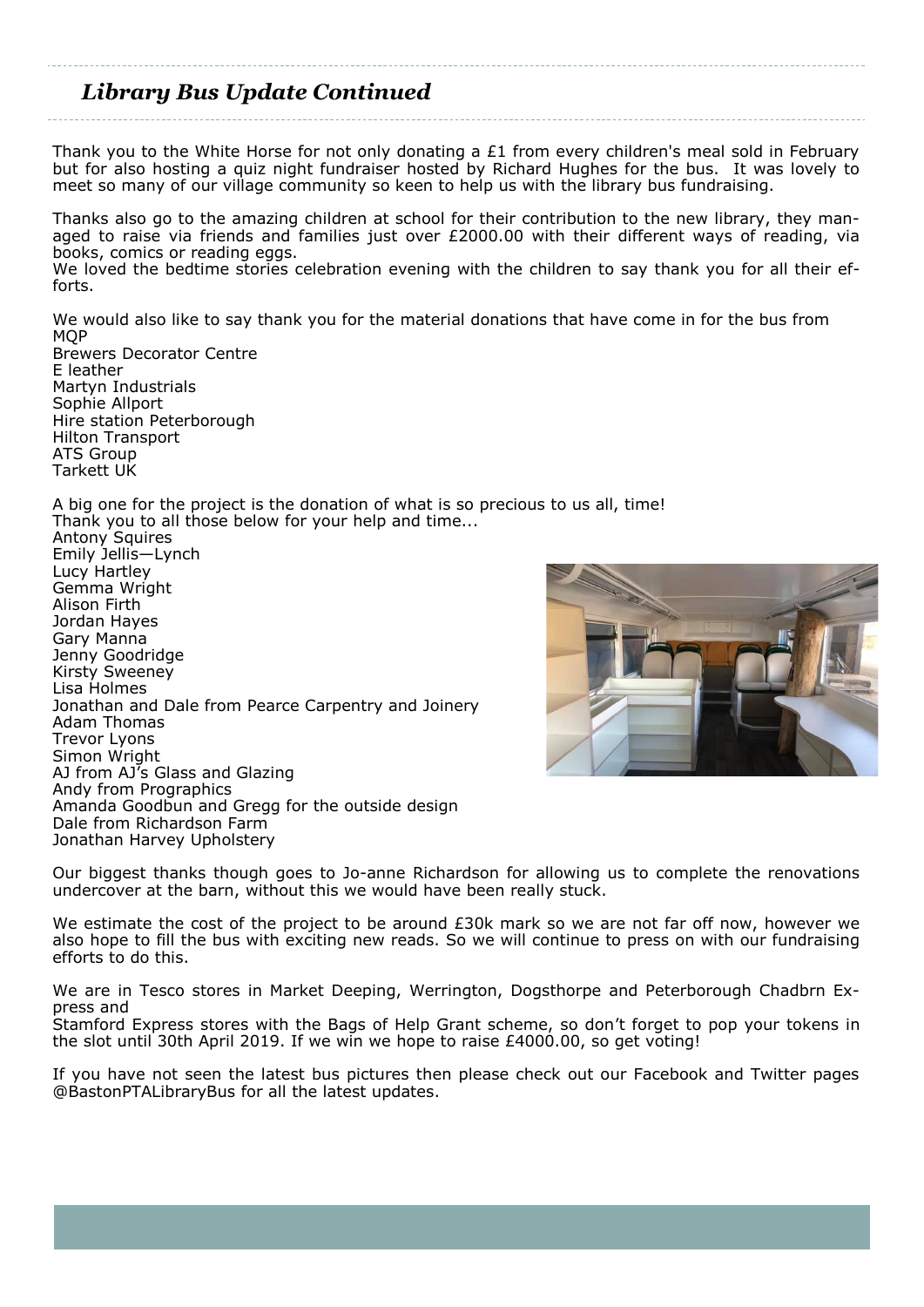## *Library Bus Update Continued*

Thank you to the White Horse for not only donating a £1 from every children's meal sold in February but for also hosting a quiz night fundraiser hosted by Richard Hughes for the bus. It was lovely to meet so many of our village community so keen to help us with the library bus fundraising.

Thanks also go to the amazing children at school for their contribution to the new library, they managed to raise via friends and families just over £2000.00 with their different ways of reading, via books, comics or reading eggs.
We loved the bedtime stories celebration evening with the children to say thank you for all their efforts.

We would also like to say thank you for the material donations that have come in for the bus from
MQP
Brewers Decorator Centre
E leather
Martyn Industrials
Sophie Allport
Hire station Peterborough
Hilton Transport
ATS Group
Tarkett UK

A big one for the project is the donation of what is so precious to us all, time!
Thank you to all those below for your help and time...
Antony Squires
Emily Jellis—Lynch
Lucy Hartley
Gemma Wright
Alison Firth
Jordan Hayes
Gary Manna
Jenny Goodridge
Kirsty Sweeney
Lisa Holmes
Jonathan and Dale from Pearce Carpentry and Joinery
Adam Thomas
Trevor Lyons
Simon Wright
AJ from AJ's Glass and Glazing
Andy from Prographics
Amanda Goodbun and Gregg for the outside design
Dale from Richardson Farm
Jonathan Harvey Upholstery

Our biggest thanks though goes to Jo-anne Richardson for allowing us to complete the renovations undercover at the barn, without this we would have been really stuck.

We estimate the cost of the project to be around £30k mark so we are not far off now, however we also hope to fill the bus with exciting new reads. So we will continue to press on with our fundraising efforts to do this.

We are in Tesco stores in Market Deeping, Werrington, Dogsthorpe and Peterborough Chadbrn Express and
Stamford Express stores with the Bags of Help Grant scheme, so don't forget to pop your tokens in the slot until 30th April 2019. If we win we hope to raise £4000.00, so get voting!

If you have not seen the latest bus pictures then please check out our Facebook and Twitter pages @BastonPTALibraryBus for all the latest updates.